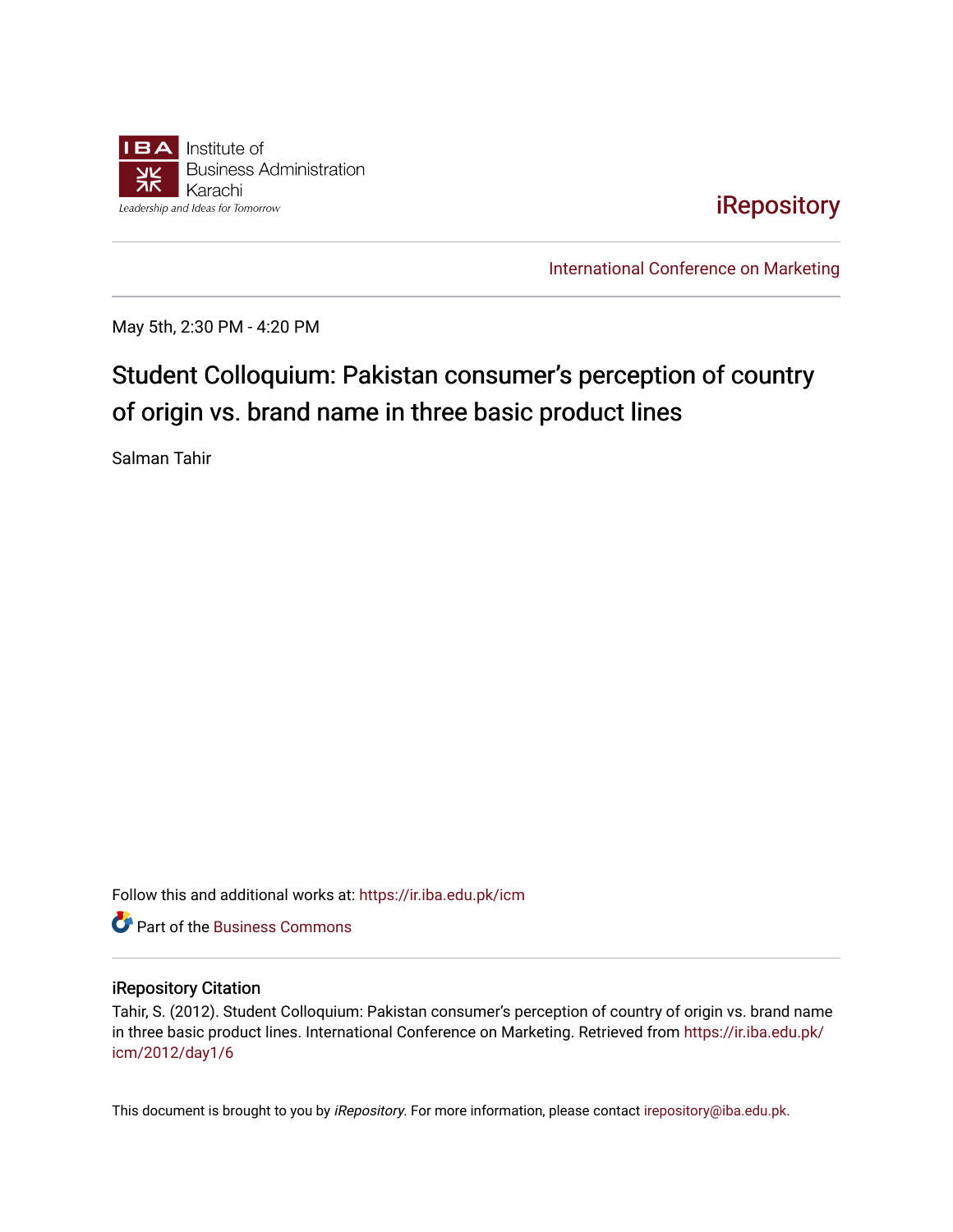Institute of Business Administration Karachi

Leadership and Ideas for Tomorrow

iRepository

International Conference on Marketing

May 5th, 2:30 PM - 4:20 PM

# Student Colloquium: Pakistan consumer's perception of country of origin vs. brand name in three basic product lines

Salman Tahir

Follow this and additional works at: https://ir.iba.edu.pk/icm

Part of the Business Commons

## iRepository Citation

Tahir, S. (2012). Student Colloquium: Pakistan consumer's perception of country of origin vs. brand name in three basic product lines. International Conference on Marketing. Retrieved from https://ir.iba.edu.pk/icm/2012/day1/6

This document is brought to you by *iRepository*. For more information, please contact irepository@iba.edu.pk.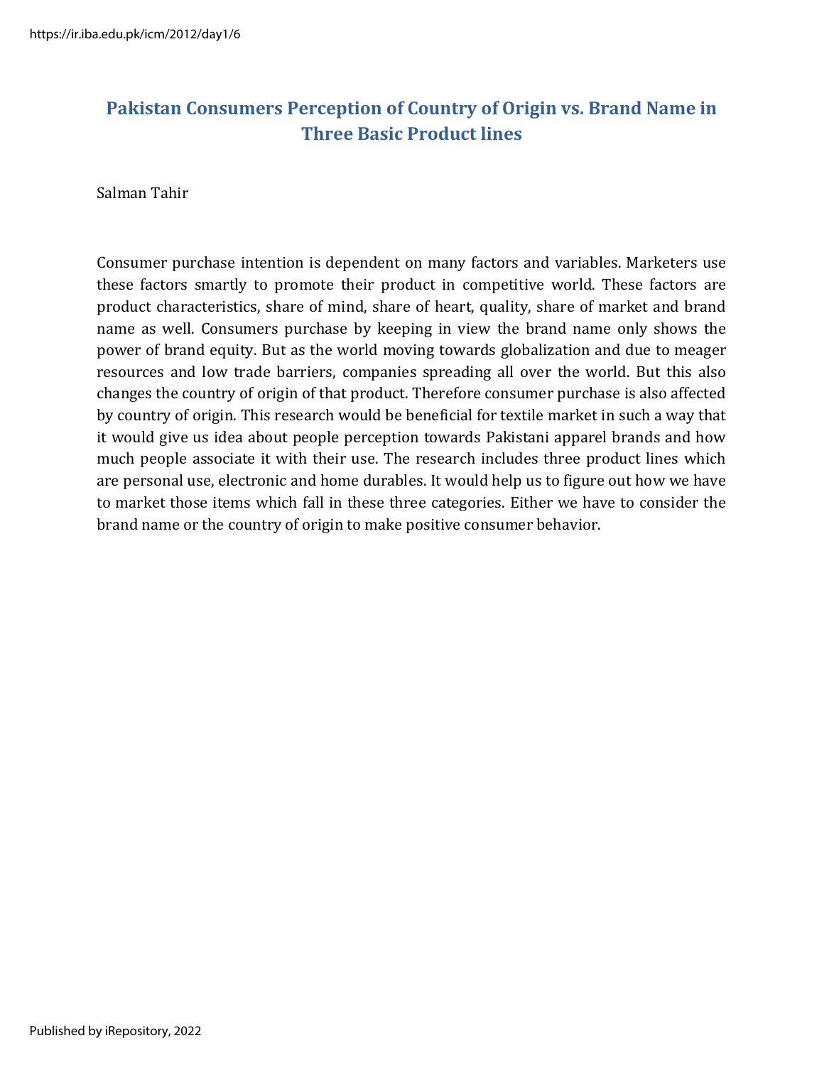# Pakistan Consumers Perception of Country of Origin vs. Brand Name in Three Basic Product lines

Salman Tahir

Consumer purchase intention is dependent on many factors and variables. Marketers use these factors smartly to promote their product in competitive world. These factors are product characteristics, share of mind, share of heart, quality, share of market and brand name as well. Consumers purchase by keeping in view the brand name only shows the power of brand equity. But as the world moving towards globalization and due to meager resources and low trade barriers, companies spreading all over the world. But this also changes the country of origin of that product. Therefore consumer purchase is also affected by country of origin. This research would be beneficial for textile market in such a way that it would give us idea about people perception towards Pakistani apparel brands and how much people associate it with their use. The research includes three product lines which are personal use, electronic and home durables. It would help us to figure out how we have to market those items which fall in these three categories. Either we have to consider the brand name or the country of origin to make positive consumer behavior.